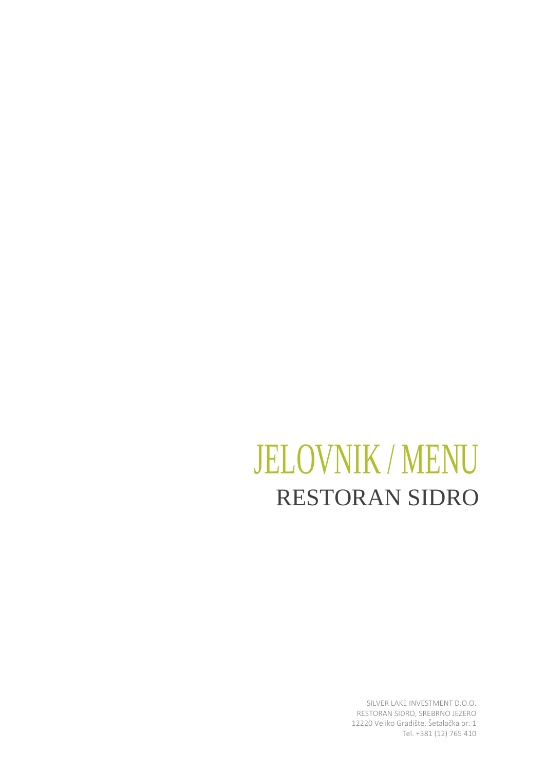# JELOVNIK / MENU

## RESTORAN SIDRO

SILVER LAKE INVESTMENT D.O.O.
RESTORAN SIDRO, SREBRNO JEZERO
12220 Veliko Gradište, Šetalačka br. 1
Tel. +381 (12) 765 410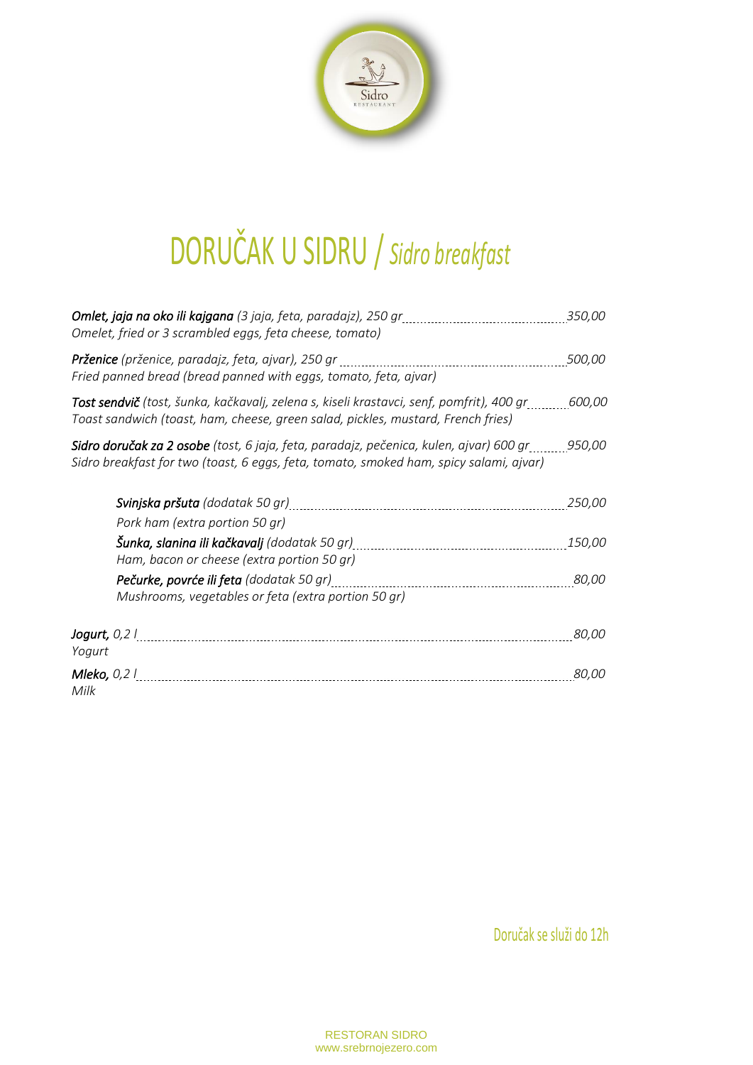# DORUČAK U SIDRU / *Sidro breakfast*

***Omlet, jaja na oko ili kajgana*** *(3 jaja, feta, paradajz), 250 gr* ........ *350,00*
*Omelet, fried or 3 scrambled eggs, feta cheese, tomato)*

***Prženice*** *(prženice, paradajz, feta, ajvar), 250 gr* ........ *500,00*
*Fried panned bread (bread panned with eggs, tomato, feta, ajvar)*

***Tost sendvič*** *(tost, šunka, kačkavalj, zelena s, kiseli krastavci, senf, pomfrit), 400 gr* ........ *600,00*
*Toast sandwich (toast, ham, cheese, green salad, pickles, mustard, French fries)*

***Sidro doručak za 2 osobe*** *(tost, 6 jaja, feta, paradajz, pečenica, kulen, ajvar) 600 gr* ........ *950,00*
*Sidro breakfast for two (toast, 6 eggs, feta, tomato, smoked ham, spicy salami, ajvar)*

***Svinjska pršuta*** *(dodatak 50 gr)* ........ *250,00*
*Pork ham (extra portion 50 gr)*

***Šunka, slanina ili kačkavalj*** *(dodatak 50 gr)* ........ *150,00*
*Ham, bacon or cheese (extra portion 50 gr)*

***Pečurke, povrće ili feta*** *(dodatak 50 gr)* ........ *80,00*
*Mushrooms, vegetables or feta (extra portion 50 gr)*

***Jogurt,*** *0,2 l* ........ *80,00*
*Yogurt*

***Mleko,*** *0,2 l* ........ *80,00*
*Milk*

Doručak se služi do 12h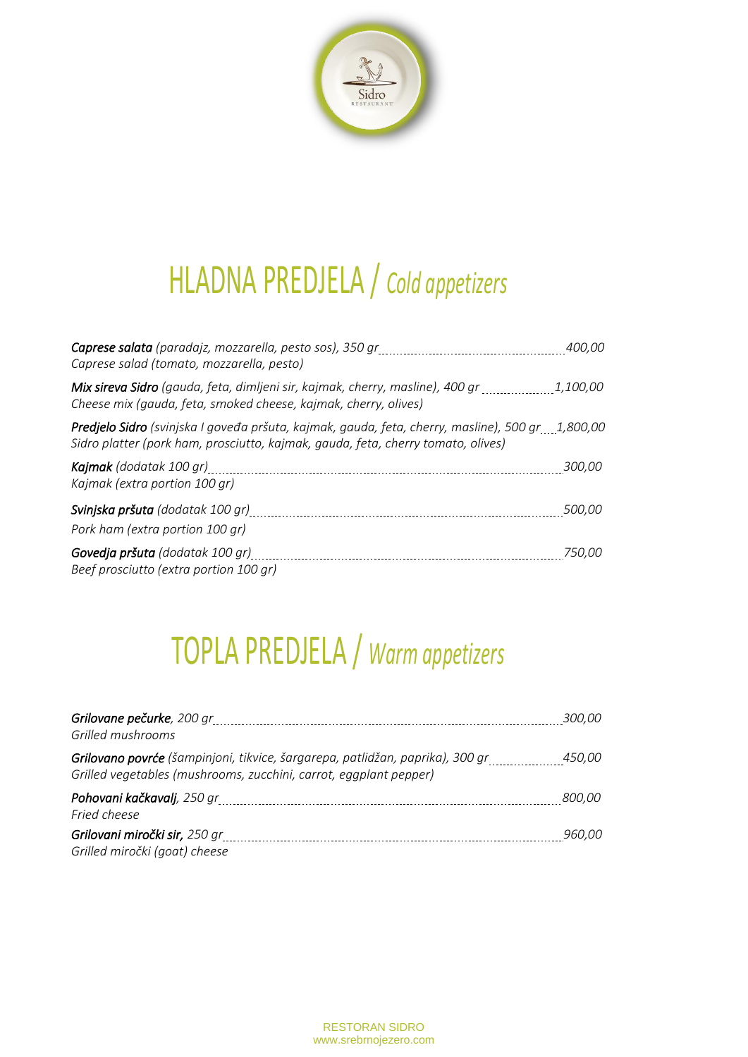# HLADNA PREDJELA / *Cold appetizers*

***Caprese salata*** *(paradajz, mozzarella, pesto sos), 350 gr* ........ *400,00*
*Caprese salad (tomato, mozzarella, pesto)*

***Mix sireva Sidro*** *(gauda, feta, dimljeni sir, kajmak, cherry, masline), 400 gr* ........ *1,100,00*
*Cheese mix (gauda, feta, smoked cheese, kajmak, cherry, olives)*

***Predjelo Sidro*** *(svinjska I goveđa pršuta, kajmak, gauda, feta, cherry, masline), 500 gr* ........ *1,800,00*
*Sidro platter (pork ham, prosciutto, kajmak, gauda, feta, cherry tomato, olives)*

***Kajmak*** *(dodatak 100 gr)* ........ *300,00*
*Kajmak (extra portion 100 gr)*

***Svinjska pršuta*** *(dodatak 100 gr)* ........ *500,00*
*Pork ham (extra portion 100 gr)*

***Govedja pršuta*** *(dodatak 100 gr)* ........ *750,00*
*Beef prosciutto (extra portion 100 gr)*

# TOPLA PREDJELA / *Warm appetizers*

***Grilovane pečurke****, 200 gr* ........ *300,00*
*Grilled mushrooms*

***Grilovano povrće*** *(šampinjoni, tikvice, šargarepa, patlidžan, paprika), 300 gr* ........ *450,00*
*Grilled vegetables (mushrooms, zucchini, carrot, eggplant pepper)*

***Pohovani kačkavalj****, 250 gr* ........ *800,00*
*Fried cheese*

***Grilovani miročki sir,*** *250 gr* ........ *960,00*
*Grilled miročki (goat) cheese*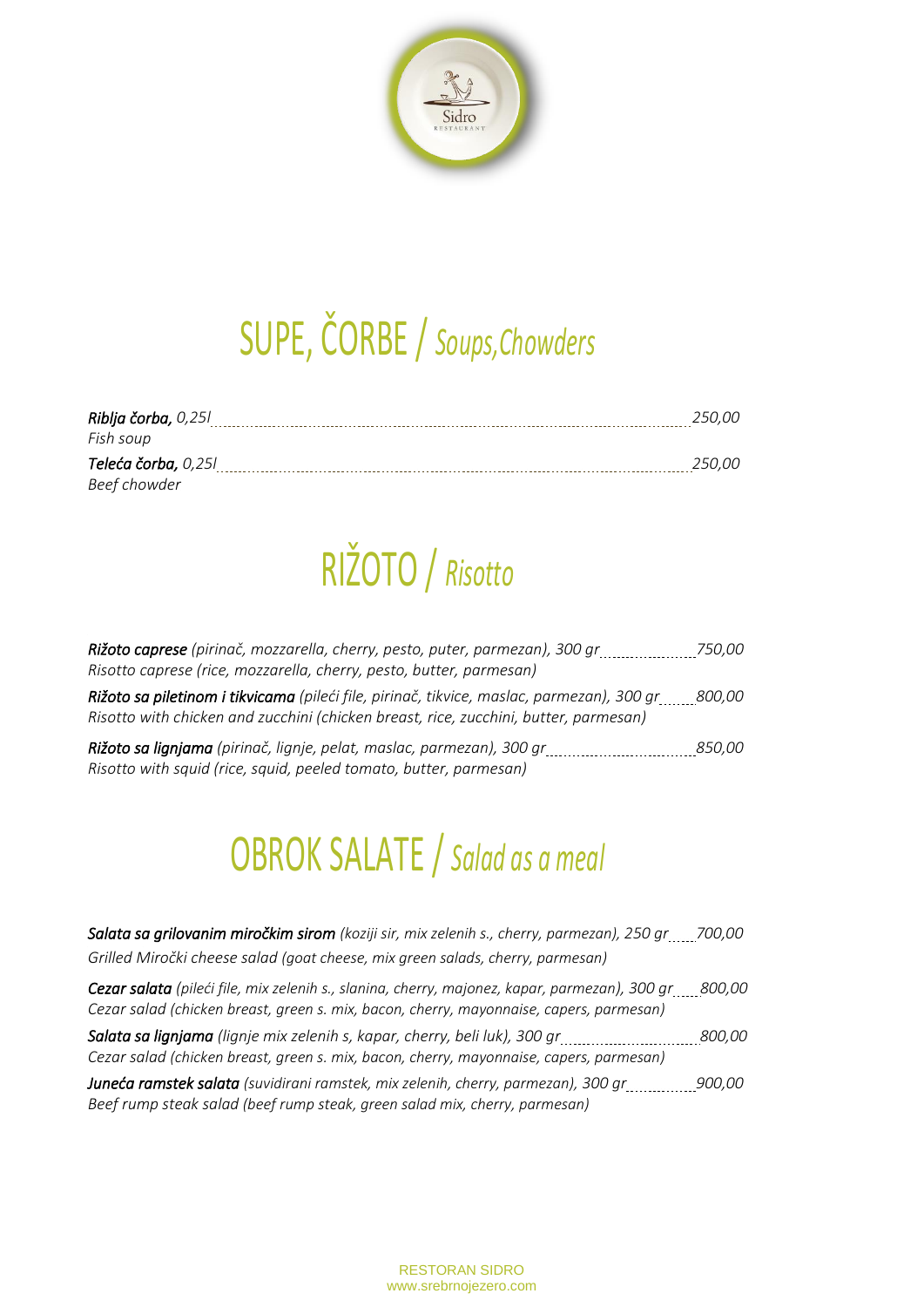# SUPE, ČORBE / *Soups,Chowders*

***Riblja čorba,*** *0,25l* ........................................................................ *250,00*
*Fish soup*

***Teleća čorba,*** *0,25l* ........................................................................ *250,00*
*Beef chowder*

# RIŽOTO / *Risotto*

***Rižoto caprese*** *(pirinač, mozzarella, cherry, pesto, puter, parmezan), 300 gr* .................... *750,00*
*Risotto caprese (rice, mozzarella, cherry, pesto, butter, parmesan)*

***Rižoto sa piletinom i tikvicama*** *(pileći file, pirinač, tikvice, maslac, parmezan), 300 gr* ....... *800,00*
*Risotto with chicken and zucchini (chicken breast, rice, zucchini, butter, parmesan)*

***Rižoto sa lignjama*** *(pirinač, lignje, pelat, maslac, parmezan), 300 gr* .............................. *850,00*
*Risotto with squid (rice, squid, peeled tomato, butter, parmesan)*

# OBROK SALATE / *Salad as a meal*

***Salata sa grilovanim miročkim sirom*** *(koziji sir, mix zelenih s., cherry, parmezan), 250 gr* ..... *700,00*
*Grilled Miročki cheese salad (goat cheese, mix green salads, cherry, parmesan)*

***Cezar salata*** *(pileći file, mix zelenih s., slanina, cherry, majonez, kapar, parmezan), 300 gr* ..... *800,00*
*Cezar salad (chicken breast, green s. mix, bacon, cherry, mayonnaise, capers, parmesan)*

***Salata sa lignjama*** *(lignje mix zelenih s, kapar, cherry, beli luk), 300 gr* .............................. *800,00*
*Cezar salad (chicken breast, green s. mix, bacon, cherry, mayonnaise, capers, parmesan)*

***Juneća ramstek salata*** *(suvidirani ramstek, mix zelenih, cherry, parmezan), 300 gr* ............... *900,00*
*Beef rump steak salad (beef rump steak, green salad mix, cherry, parmesan)*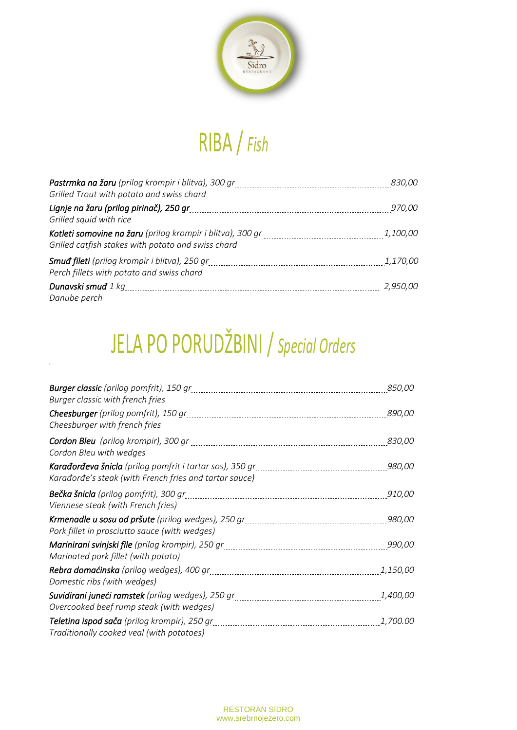# RIBA / *Fish*

***Pastrmka na žaru*** *(prilog krompir i blitva), 300 gr* ........ *830,00*
*Grilled Trout with potato and swiss chard*

***Lignje na žaru (prilog pirinač), 250 gr*** ........ *970,00*
*Grilled squid with rice*

***Kotleti somovine na žaru*** *(prilog krompir i blitva), 300 gr* ........ *1,100,00*
*Grilled catfish stakes with potato and swiss chard*

***Smuđ fileti*** *(prilog krompir i blitva), 250 gr* ........ *1,170,00*
*Perch fillets with potato and swiss chard*

***Dunavski smuđ*** *1 kg* ........ *2,950,00*
*Danube perch*

# JELA PO PORUDŽBINI / *Special Orders*

***Burger classic*** *(prilog pomfrit), 150 gr* ........ *850,00*
*Burger classic with french fries*

***Cheesburger*** *(prilog pomfrit), 150 gr* ........ *890,00*
*Cheesburger with french fries*

***Cordon Bleu*** *(prilog krompir), 300 gr* ........ *830,00*
*Cordon Bleu with wedges*

***Karađorđeva šnicla*** *(prilog pomfrit i tartar sos), 350 gr* ........ *980,00*
*Karađorđe's steak (with French fries and tartar sauce)*

***Bečka šnicla*** *(prilog pomfrit), 300 gr* ........ *910,00*
*Viennese steak (with French fries)*

***Krmenadle u sosu od pršute*** *(prilog wedges), 250 gr* ........ *980,00*
*Pork fillet in prosciutto sauce (with wedges)*

***Marinirani svinjski file*** *(prilog krompir), 250 gr* ........ *990,00*
*Marinated pork fillet (with potato)*

***Rebra domaćinska*** *(prilog wedges), 400 gr* ........ *1,150,00*
*Domestic ribs (with wedges)*

***Suvidirani juneći ramstek*** *(prilog wedges), 250 gr* ........ *1,400,00*
*Overcooked beef rump steak (with wedges)*

***Teletina ispod sača*** *(prilog krompir), 250 gr* ........ *1,700.00*
*Traditionally cooked veal (with potatoes)*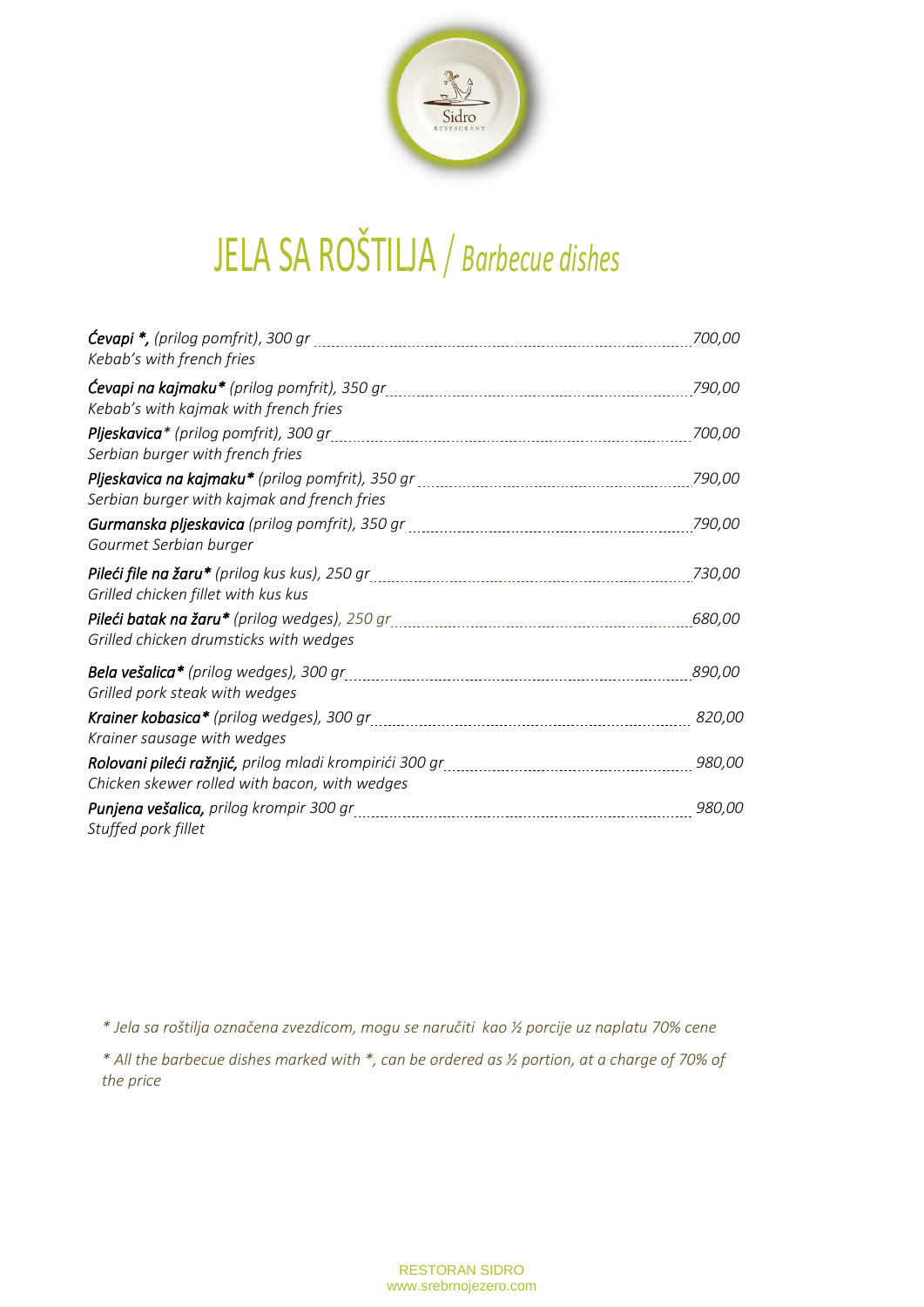# JELA SA ROŠTILJA / *Barbecue dishes*

***Ćevapi \*,*** *(prilog pomfrit), 300 gr* ..... *700,00*
*Kebab's with french fries*

***Ćevapi na kajmaku\**** *(prilog pomfrit), 350 gr* ..... *790,00*
*Kebab's with kajmak with french fries*

***Pljeskavica**\* (prilog pomfrit), 300 gr* ..... *700,00*
*Serbian burger with french fries*

***Pljeskavica na kajmaku\**** *(prilog pomfrit), 350 gr* ..... *790,00*
*Serbian burger with kajmak and french fries*

***Gurmanska pljeskavica*** *(prilog pomfrit), 350 gr* ..... *790,00*
*Gourmet Serbian burger*

***Pileći file na žaru\**** *(prilog kus kus), 250 gr* ..... *730,00*
*Grilled chicken fillet with kus kus*

***Pileći batak na žaru\**** *(prilog wedges), 250 gr* ..... *680,00*
*Grilled chicken drumsticks with wedges*

***Bela vešalica\**** *(prilog wedges), 300 gr* ..... *890,00*
*Grilled pork steak with wedges*

***Krainer kobasica\**** *(prilog wedges), 300 gr* ..... *820,00*
*Krainer sausage with wedges*

***Rolovani pileći ražnjić,*** *prilog mladi krompirići 300 gr* ..... *980,00*
*Chicken skewer rolled with bacon, with wedges*

***Punjena vešalica,*** *prilog krompir 300 gr* ..... *980,00*
*Stuffed pork fillet*

*\* Jela sa roštilja označena zvezdicom, mogu se naručiti kao ½ porcije uz naplatu 70% cene*

*\* All the barbecue dishes marked with \*, can be ordered as ½ portion, at a charge of 70% of the price*

RESTORAN SIDRO
www.srebrnojezero.com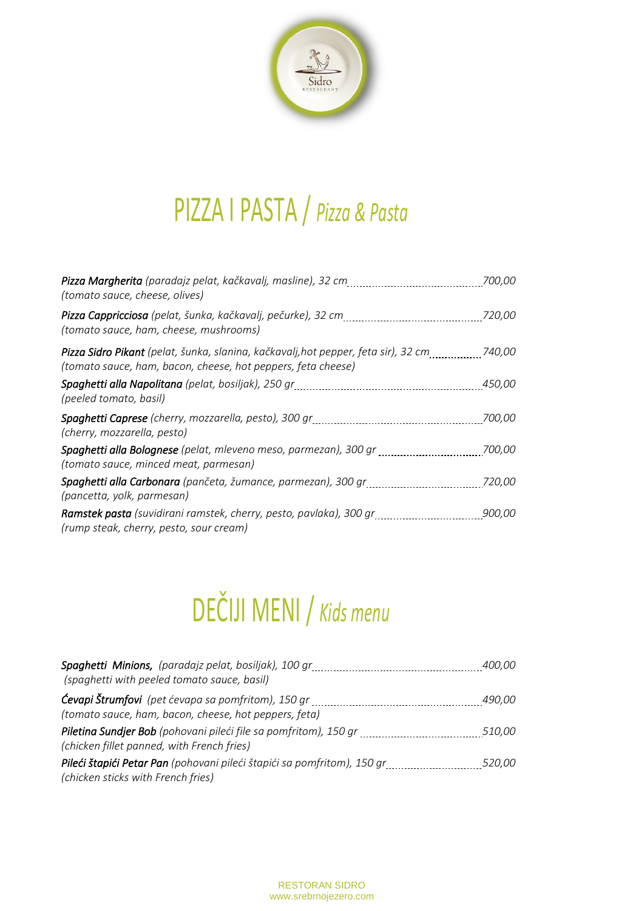# PIZZA I PASTA / *Pizza & Pasta*

***Pizza Margherita*** *(paradajz pelat, kačkavalj, masline), 32 cm* ........ *700,00*
*(tomato sauce, cheese, olives)*

***Pizza Cappricciosa*** *(pelat, šunka, kačkavalj, pečurke), 32 cm* ........ *720,00*
*(tomato sauce, ham, cheese, mushrooms)*

***Pizza Sidro Pikant*** *(pelat, šunka, slanina, kačkavalj,hot pepper, feta sir), 32 cm* ........ *740,00*
*(tomato sauce, ham, bacon, cheese, hot peppers, feta cheese)*

***Spaghetti alla Napolitana*** *(pelat, bosiljak), 250 gr* ........ *450,00*
*(peeled tomato, basil)*

***Spaghetti Caprese*** *(cherry, mozzarella, pesto), 300 gr* ........ *700,00*
*(cherry, mozzarella, pesto)*

***Spaghetti alla Bolognese*** *(pelat, mleveno meso, parmezan), 300 gr* ........ *700,00*
*(tomato sauce, minced meat, parmesan)*

***Spaghetti alla Carbonara*** *(pančeta, žumance, parmezan), 300 gr* ........ *720,00*
*(pancetta, yolk, parmesan)*

***Ramstek pasta*** *(suvidirani ramstek, cherry, pesto, pavlaka), 300 gr* ........ *900,00*
*(rump steak, cherry, pesto, sour cream)*

# DEČIJI MENI / *Kids menu*

***Spaghetti Minions,*** *(paradajz pelat, bosiljak), 100 gr* ........ *400,00*
*(spaghetti with peeled tomato sauce, basil)*

***Ćevapi Štrumfovi*** *(pet ćevapa sa pomfritom), 150 gr* ........ *490,00*
*(tomato sauce, ham, bacon, cheese, hot peppers, feta)*

***Piletina Sundjer Bob*** *(pohovani pileći file sa pomfritom), 150 gr* ........ *510,00*
*(chicken fillet panned, with French fries)*

***Pileći štapići Petar Pan*** *(pohovani pileći štapići sa pomfritom), 150 gr* ........ *520,00*
*(chicken sticks with French fries)*

RESTORAN SIDRO
www.srebrnojezero.com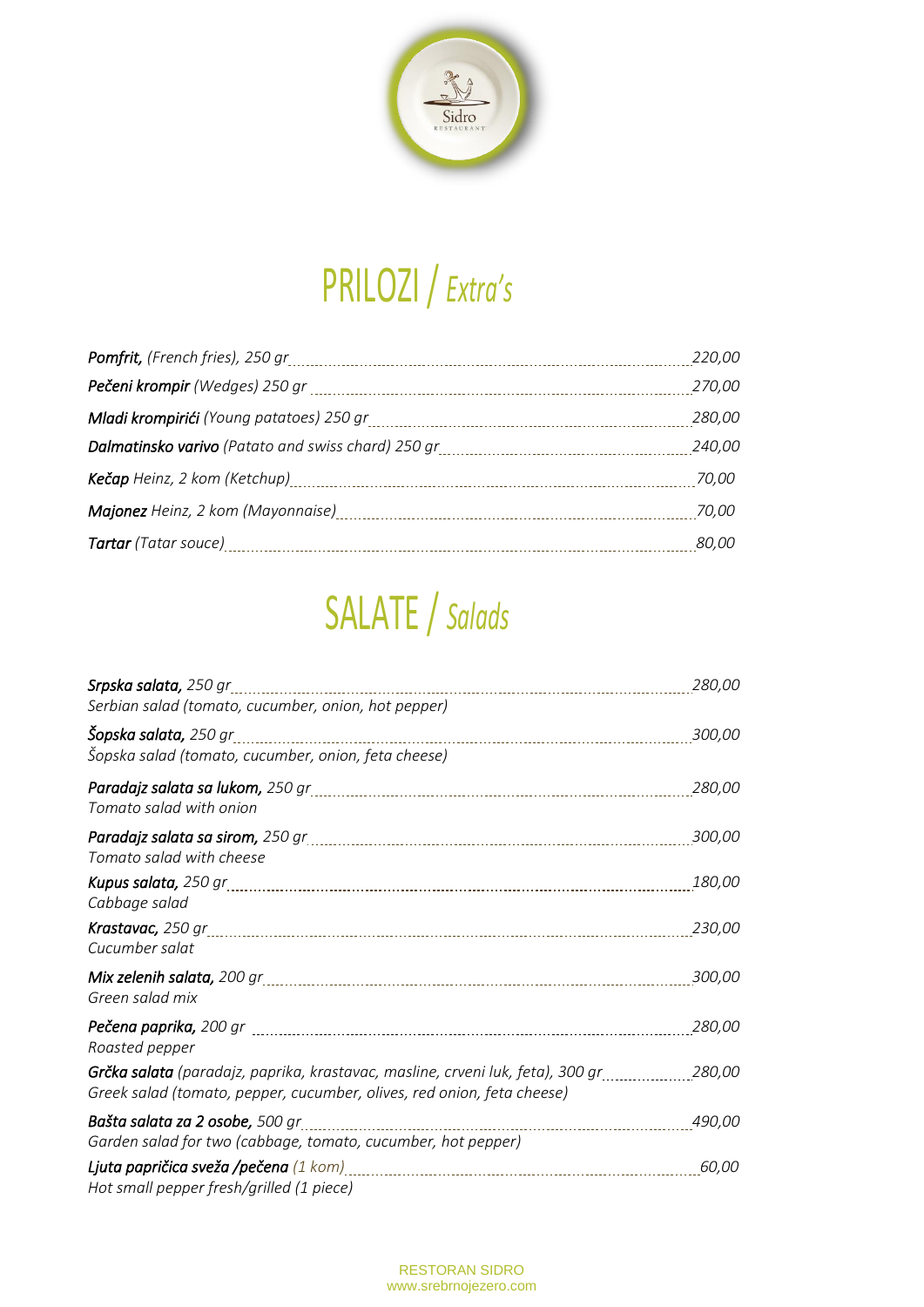# PRILOZI / *Extra's*

| | |
|---|---|
| ***Pomfrit,*** *(French fries), 250 gr* | *220,00* |
| ***Pečeni krompir*** *(Wedges) 250 gr* | *270,00* |
| ***Mladi krompirići*** *(Young patatoes) 250 gr* | *280,00* |
| ***Dalmatinsko varivo*** *(Patato and swiss chard) 250 gr* | *240,00* |
| ***Kečap*** *Heinz, 2 kom (Ketchup)* | *70,00* |
| ***Majonez*** *Heinz, 2 kom (Mayonnaise)* | *70,00* |
| ***Tartar*** *(Tatar souce)* | *80,00* |

# SALATE / *Salads*

| | |
|---|---|
| ***Srpska salata,*** *250 gr*<br>*Serbian salad (tomato, cucumber, onion, hot pepper)* | *280,00* |
| ***Šopska salata,*** *250 gr*<br>*Šopska salad (tomato, cucumber, onion, feta cheese)* | *300,00* |
| ***Paradajz salata sa lukom,*** *250 gr*<br>*Tomato salad with onion* | *280,00* |
| ***Paradajz salata sa sirom,*** *250 gr*<br>*Tomato salad with cheese* | *300,00* |
| ***Kupus salata,*** *250 gr*<br>*Cabbage salad* | *180,00* |
| ***Krastavac,*** *250 gr*<br>*Cucumber salat* | *230,00* |
| ***Mix zelenih salata,*** *200 gr*<br>*Green salad mix* | *300,00* |
| ***Pečena paprika,*** *200 gr*<br>*Roasted pepper* | *280,00* |
| ***Grčka salata*** *(paradajz, paprika, krastavac, masline, crveni luk, feta), 300 gr*<br>*Greek salad (tomato, pepper, cucumber, olives, red onion, feta cheese)* | *280,00* |
| ***Bašta salata za 2 osobe,*** *500 gr*<br>*Garden salad for two (cabbage, tomato, cucumber, hot pepper)* | *490,00* |
| ***Ljuta papričica sveža /pečena*** *(1 kom)*<br>*Hot small pepper fresh/grilled (1 piece)* | *60,00* |

RESTORAN SIDRO
www.srebrnojezero.com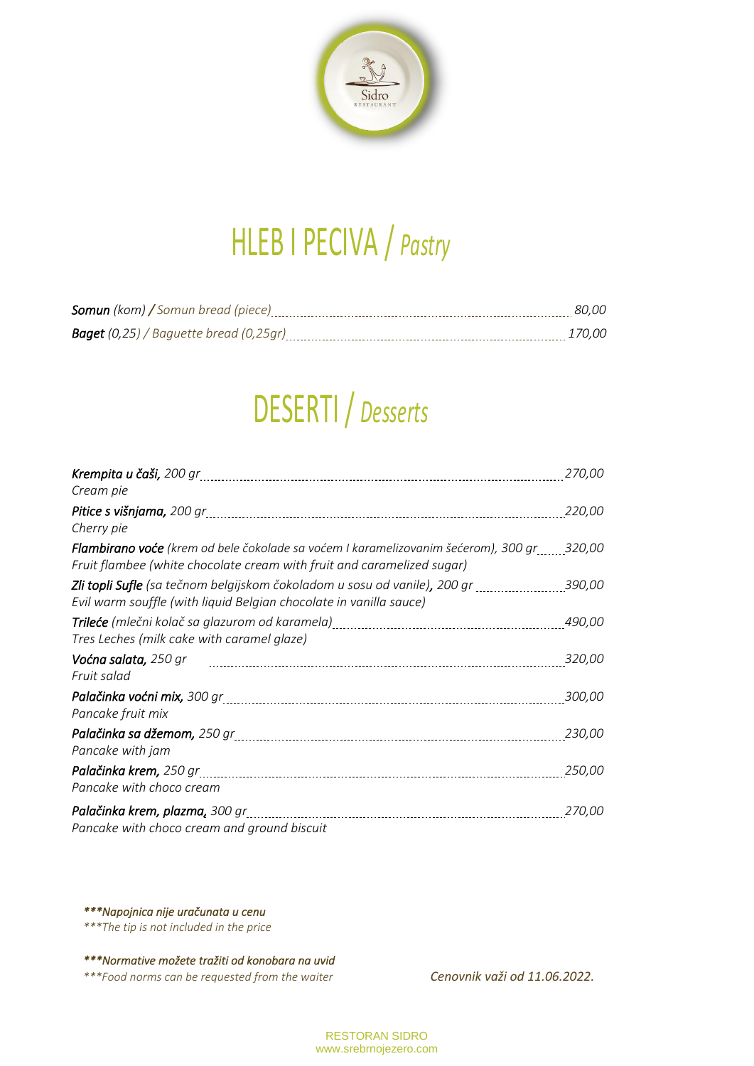# HLEB I PECIVA / *Pastry*

***Somun*** *(kom)* ***/*** *Somun bread (piece)* ..... *80,00*

***Baget*** *(0,25) / Baguette bread (0,25gr)* ..... *170,00*

# DESERTI / *Desserts*

***Krempita u čaši,*** *200 gr* ..... *270,00*
*Cream pie*

***Pitice s višnjama,*** *200 gr* ..... *220,00*
*Cherry pie*

***Flambirano voće*** *(krem od bele čokolade sa voćem I karamelizovanim šećerom), 300 gr* ..... *320,00*
*Fruit flambee (white chocolate cream with fruit and caramelized sugar)*

***Zli topli Sufle*** *(sa tečnom belgijskom čokoladom u sosu od vanile), 200 gr* ..... *390,00*
*Evil warm souffle (with liquid Belgian chocolate in vanilla sauce)*

***Trileće*** *(mlečni kolač sa glazurom od karamela)* ..... *490,00*
*Tres Leches (milk cake with caramel glaze)*

***Voćna salata,*** *250 gr* ..... *320,00*
*Fruit salad*

***Palačinka voćni mix,*** *300 gr* ..... *300,00*
*Pancake fruit mix*

***Palačinka sa džemom,*** *250 gr* ..... *230,00*
*Pancake with jam*

***Palačinka krem,*** *250 gr* ..... *250,00*
*Pancake with choco cream*

***Palačinka krem, plazma,*** *300 gr* ..... *270,00*
*Pancake with choco cream and ground biscuit*

***\*\*\*Napojnica nije uračunata u cenu***
*\*\*\*The tip is not included in the price*

***\*\*\*Normative možete tražiti od konobara na uvid***
*\*\*\*Food norms can be requested from the waiter*

*Cenovnik važi od 11.06.2022.*

RESTORAN SIDRO
www.srebrnojezero.com